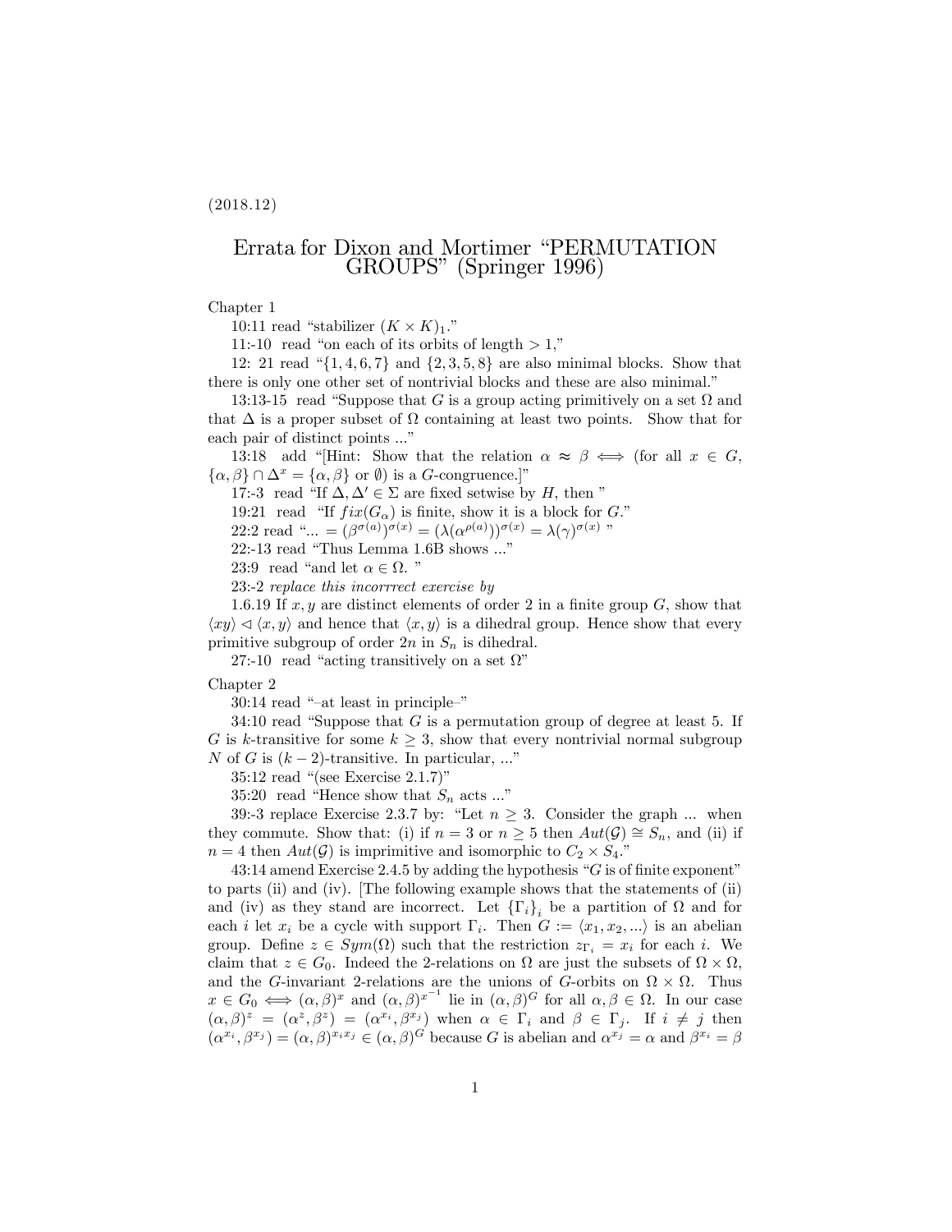(2018.12)

# Errata for Dixon and Mortimer "PERMUTATION GROUPS" (Springer 1996)

Chapter 1

10:11 read "stabilizer $(K \times K)_1$."

11:-10 read "on each of its orbits of length $> 1$,"

12: 21 read "$\{1, 4, 6, 7\}$ and $\{2, 3, 5, 8\}$ are also minimal blocks. Show that there is only one other set of nontrivial blocks and these are also minimal."

13:13-15 read "Suppose that $G$ is a group acting primitively on a set $\Omega$ and that $\Delta$ is a proper subset of $\Omega$ containing at least two points. Show that for each pair of distinct points ..."

13:18 add "[Hint: Show that the relation $\alpha \approx \beta \iff$ (for all $x \in G$, $\{\alpha, \beta\} \cap \Delta^x = \{\alpha, \beta\}$ or $\emptyset$) is a $G$-congruence.]"

17:-3 read "If $\Delta, \Delta' \in \Sigma$ are fixed setwise by $H$, then "

19:21 read "If $fix(G_\alpha)$ is finite, show it is a block for $G$."

22:2 read "... $= (\beta^{\sigma(a)})^{\sigma(x)} = (\lambda(\alpha^{\rho(a)}))^{\sigma(x)} = \lambda(\gamma)^{\sigma(x)}$ "

22:-13 read "Thus Lemma 1.6B shows ..."

23:9 read "and let $\alpha \in \Omega$. "

23:-2 *replace this incorrrect exercise by*

1.6.19 If $x, y$ are distinct elements of order 2 in a finite group $G$, show that $\langle xy \rangle \lhd \langle x, y \rangle$ and hence that $\langle x, y \rangle$ is a dihedral group. Hence show that every primitive subgroup of order $2n$ in $S_n$ is dihedral.

27:-10 read "acting transitively on a set $\Omega$"

Chapter 2

30:14 read "–at least in principle–"

34:10 read "Suppose that $G$ is a permutation group of degree at least 5. If $G$ is $k$-transitive for some $k \geq 3$, show that every nontrivial normal subgroup $N$ of $G$ is $(k-2)$-transitive. In particular, ..."

35:12 read "(see Exercise 2.1.7)"

35:20 read "Hence show that $S_n$ acts ..."

39:-3 replace Exercise 2.3.7 by: "Let $n \geq 3$. Consider the graph ... when they commute. Show that: (i) if $n = 3$ or $n \geq 5$ then $Aut(\mathcal{G}) \cong S_n$, and (ii) if $n = 4$ then $Aut(\mathcal{G})$ is imprimitive and isomorphic to $C_2 \times S_4$."

43:14 amend Exercise 2.4.5 by adding the hypothesis "$G$ is of finite exponent" to parts (ii) and (iv). [The following example shows that the statements of (ii) and (iv) as they stand are incorrect. Let $\{\Gamma_i\}_i$ be a partition of $\Omega$ and for each $i$ let $x_i$ be a cycle with support $\Gamma_i$. Then $G := \langle x_1, x_2, ... \rangle$ is an abelian group. Define $z \in Sym(\Omega)$ such that the restriction $z_{\Gamma_i} = x_i$ for each $i$. We claim that $z \in G_0$. Indeed the 2-relations on $\Omega$ are just the subsets of $\Omega \times \Omega$, and the $G$-invariant 2-relations are the unions of $G$-orbits on $\Omega \times \Omega$. Thus $x \in G_0 \iff (\alpha, \beta)^x$ and $(\alpha, \beta)^{x^{-1}}$ lie in $(\alpha, \beta)^G$ for all $\alpha, \beta \in \Omega$. In our case $(\alpha, \beta)^z = (\alpha^z, \beta^z) = (\alpha^{x_i}, \beta^{x_j})$ when $\alpha \in \Gamma_i$ and $\beta \in \Gamma_j$. If $i \neq j$ then $(\alpha^{x_i}, \beta^{x_j}) = (\alpha, \beta)^{x_i x_j} \in (\alpha, \beta)^G$ because $G$ is abelian and $\alpha^{x_j} = \alpha$ and $\beta^{x_i} = \beta$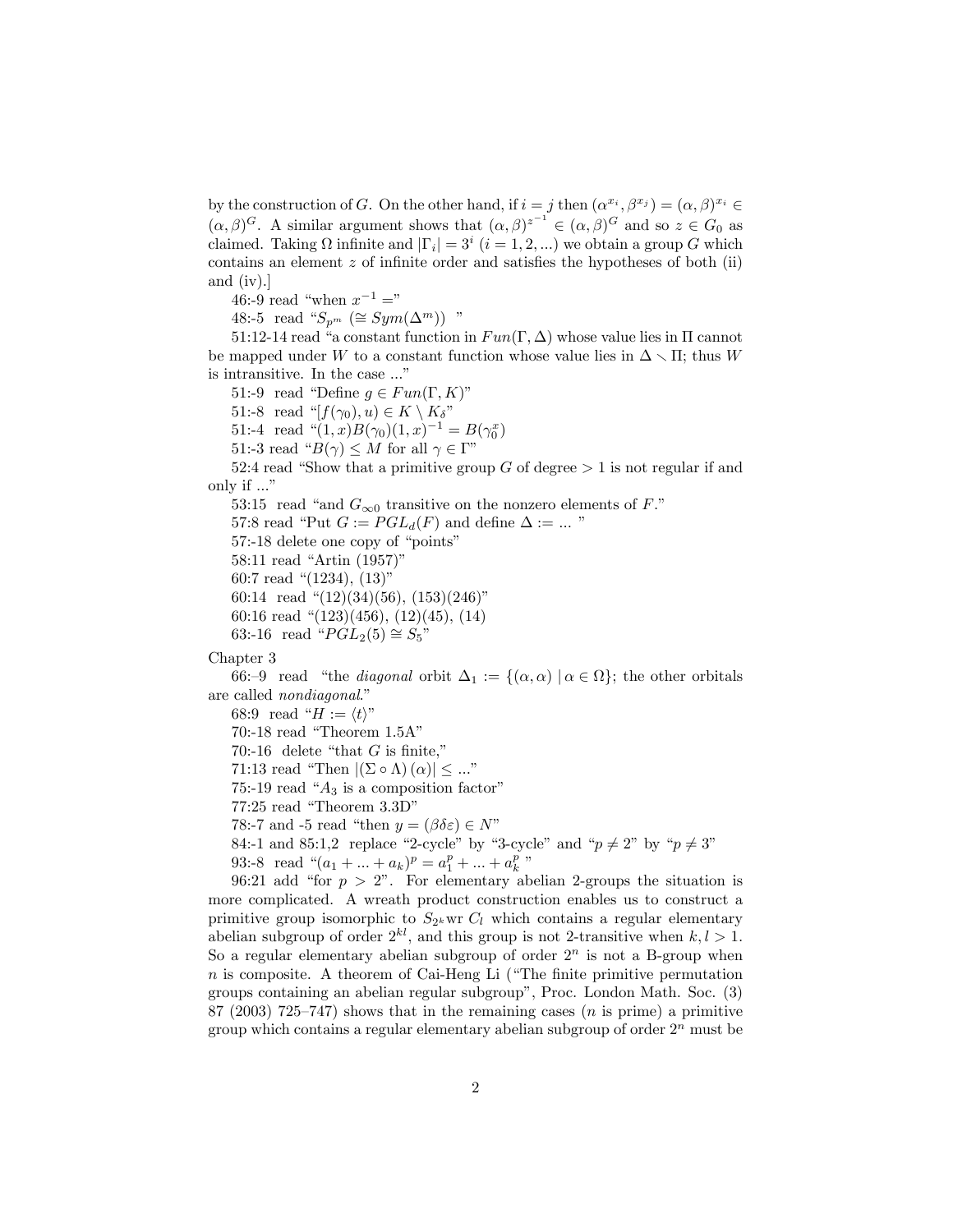by the construction of $G$. On the other hand, if $i = j$ then $(\alpha^{x_i}, \beta^{x_j}) = (\alpha, \beta)^{x_i} \in (\alpha, \beta)^G$. A similar argument shows that $(\alpha, \beta)^{z^{-1}} \in (\alpha, \beta)^G$ and so $z \in G_0$ as claimed. Taking $\Omega$ infinite and $|\Gamma_i| = 3^i$ $(i = 1, 2, ...)$ we obtain a group $G$ which contains an element $z$ of infinite order and satisfies the hypotheses of both (ii) and (iv).]

46:-9 read "when $x^{-1} =$"

48:-5 read "$S_{p^m}$ $(\cong Sym(\Delta^m))$ "

51:12-14 read "a constant function in $Fun(\Gamma, \Delta)$ whose value lies in $\Pi$ cannot be mapped under $W$ to a constant function whose value lies in $\Delta \setminus \Pi$; thus $W$ is intransitive. In the case ..."

51:-9 read "Define $g \in Fun(\Gamma, K)$"

51:-8 read "$[f(\gamma_0), u) \in K \setminus K_\delta$"

51:-4 read "$(1, x)B(\gamma_0)(1, x)^{-1} = B(\gamma_0^x)$"

51:-3 read "$B(\gamma) \leq M$ for all $\gamma \in \Gamma$"

52:4 read "Show that a primitive group $G$ of degree $> 1$ is not regular if and only if ..."

53:15 read "and $G_{\infty 0}$ transitive on the nonzero elements of $F$."

57:8 read "Put $G := PGL_d(F)$ and define $\Delta :=$ ... "

57:-18 delete one copy of "points"

58:11 read "Artin (1957)"

60:7 read "(1234), (13)"

60:14 read "(12)(34)(56), (153)(246)"

60:16 read "(123)(456), (12)(45), (14)"

63:-16 read "$PGL_2(5) \cong S_5$"

Chapter 3

66:–9 read "the *diagonal* orbit $\Delta_1 := \{(\alpha, \alpha) \mid \alpha \in \Omega\}$; the other orbitals are called *nondiagonal*."

68:9 read "$H := \langle t \rangle$"

70:-18 read "Theorem 1.5A"

70:-16 delete "that $G$ is finite,"

71:13 read "Then $|(\Sigma \circ \Lambda)(\alpha)| \leq$ ..."

75:-19 read "$A_3$ is a composition factor"

77:25 read "Theorem 3.3D"

78:-7 and -5 read "then $y = (\beta\delta\varepsilon) \in N$"

84:-1 and 85:1,2 replace "2-cycle" by "3-cycle" and "$p \neq 2$" by "$p \neq 3$"

93:-8 read "$(a_1 + ... + a_k)^p = a_1^p + ... + a_k^p$ "

96:21 add "for $p > 2$". For elementary abelian 2-groups the situation is more complicated. A wreath product construction enables us to construct a primitive group isomorphic to $S_{2^k}$wr $C_l$ which contains a regular elementary abelian subgroup of order $2^{kl}$, and this group is not 2-transitive when $k, l > 1$. So a regular elementary abelian subgroup of order $2^n$ is not a B-group when $n$ is composite. A theorem of Cai-Heng Li ("The finite primitive permutation groups containing an abelian regular subgroup", Proc. London Math. Soc. (3) 87 (2003) 725–747) shows that in the remaining cases ($n$ is prime) a primitive group which contains a regular elementary abelian subgroup of order $2^n$ must be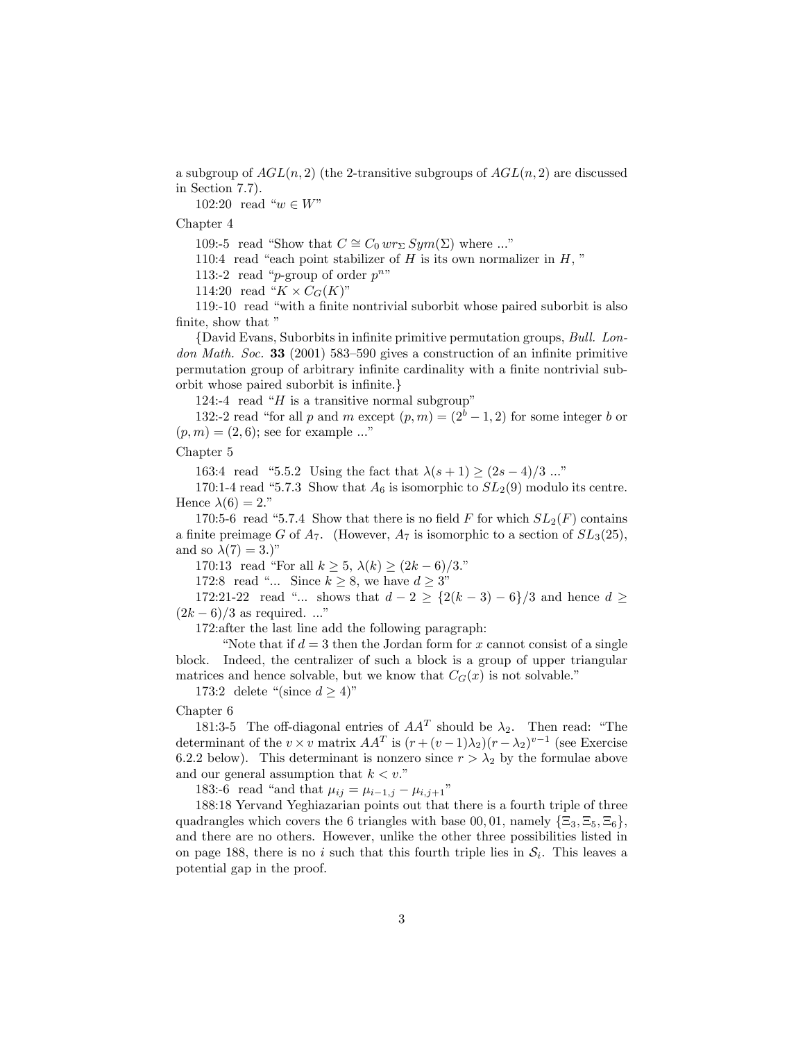a subgroup of $AGL(n, 2)$ (the 2-transitive subgroups of $AGL(n, 2)$ are discussed in Section 7.7).

102:20 read "$w \in W$"

Chapter 4

109:-5 read "Show that $C \cong C_0 \, wr_\Sigma \, Sym(\Sigma)$ where ..."

110:4 read "each point stabilizer of $H$ is its own normalizer in $H$, "

113:-2 read "$p$-group of order $p^n$"

114:20 read "$K \times C_G(K)$"

119:-10 read "with a finite nontrivial suborbit whose paired suborbit is also finite, show that "

{David Evans, Suborbits in infinite primitive permutation groups, *Bull. London Math. Soc.* **33** (2001) 583–590 gives a construction of an infinite primitive permutation group of arbitrary infinite cardinality with a finite nontrivial suborbit whose paired suborbit is infinite.}

124:-4 read "$H$ is a transitive normal subgroup"

132:-2 read "for all $p$ and $m$ except $(p, m) = (2^b - 1, 2)$ for some integer $b$ or $(p, m) = (2, 6)$; see for example ..."

Chapter 5

163:4 read "5.5.2 Using the fact that $\lambda(s + 1) \geq (2s - 4)/3$ ..."

170:1-4 read "5.7.3 Show that $A_6$ is isomorphic to $SL_2(9)$ modulo its centre. Hence $\lambda(6) = 2$."

170:5-6 read "5.7.4 Show that there is no field $F$ for which $SL_2(F)$ contains a finite preimage $G$ of $A_7$. (However, $A_7$ is isomorphic to a section of $SL_3(25)$, and so $\lambda(7) = 3$.)"

170:13 read "For all $k \geq 5$, $\lambda(k) \geq (2k - 6)/3$."

172:8 read "... Since $k \geq 8$, we have $d \geq 3$"

172:21-22 read "... shows that $d - 2 \geq \{2(k - 3) - 6\}/3$ and hence $d \geq (2k - 6)/3$ as required. ..."

172:after the last line add the following paragraph:

"Note that if $d = 3$ then the Jordan form for $x$ cannot consist of a single block. Indeed, the centralizer of such a block is a group of upper triangular matrices and hence solvable, but we know that $C_G(x)$ is not solvable."

173:2 delete "(since $d \geq 4$)"

Chapter 6

181:3-5 The off-diagonal entries of $AA^T$ should be $\lambda_2$. Then read: "The determinant of the $v \times v$ matrix $AA^T$ is $(r + (v - 1)\lambda_2)(r - \lambda_2)^{v-1}$ (see Exercise 6.2.2 below). This determinant is nonzero since $r > \lambda_2$ by the formulae above and our general assumption that $k < v$."

183:-6 read "and that $\mu_{ij} = \mu_{i-1,j} - \mu_{i,j+1}$"

188:18 Yervand Yeghiazarian points out that there is a fourth triple of three quadrangles which covers the 6 triangles with base 00, 01, namely $\{\Xi_3, \Xi_5, \Xi_6\}$, and there are no others. However, unlike the other three possibilities listed in on page 188, there is no $i$ such that this fourth triple lies in $\mathcal{S}_i$. This leaves a potential gap in the proof.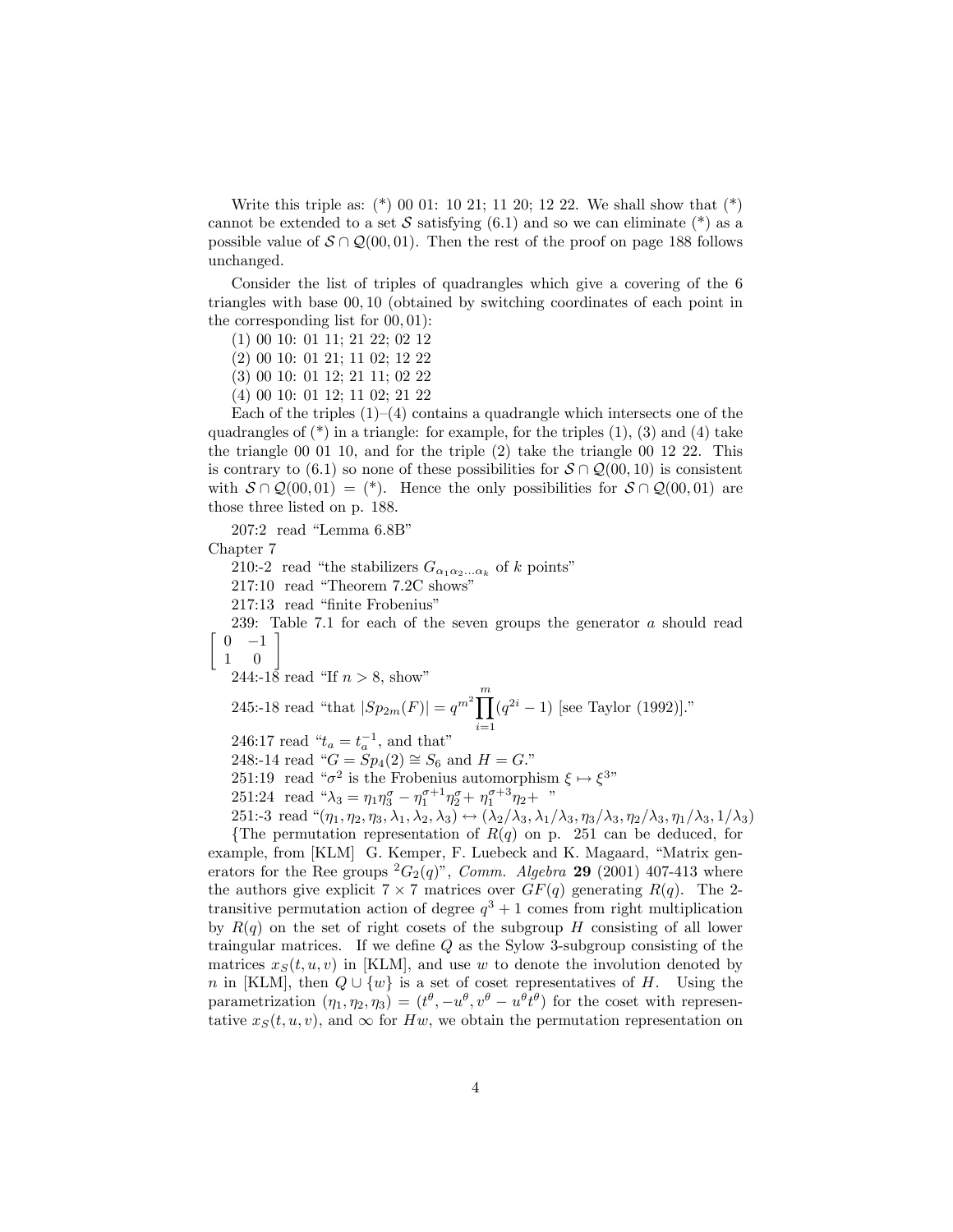Write this triple as: (*) 00 01: 10 21; 11 20; 12 22. We shall show that (*) cannot be extended to a set $\mathcal{S}$ satisfying (6.1) and so we can eliminate (*) as a possible value of $\mathcal{S} \cap \mathcal{Q}(00, 01)$. Then the rest of the proof on page 188 follows unchanged.

Consider the list of triples of quadrangles which give a covering of the 6 triangles with base 00, 10 (obtained by switching coordinates of each point in the corresponding list for 00, 01):

(1) 00 10: 01 11; 21 22; 02 12

(2) 00 10: 01 21; 11 02; 12 22

(3) 00 10: 01 12; 21 11; 02 22

(4) 00 10: 01 12; 11 02; 21 22

Each of the triples (1)–(4) contains a quadrangle which intersects one of the quadrangles of (*) in a triangle: for example, for the triples (1), (3) and (4) take the triangle 00 01 10, and for the triple (2) take the triangle 00 12 22. This is contrary to (6.1) so none of these possibilities for $\mathcal{S} \cap \mathcal{Q}(00, 10)$ is consistent with $\mathcal{S} \cap \mathcal{Q}(00, 01) = (*)$. Hence the only possibilities for $\mathcal{S} \cap \mathcal{Q}(00, 01)$ are those three listed on p. 188.

207:2 read "Lemma 6.8B"

Chapter 7

210:-2 read "the stabilizers $G_{\alpha_1\alpha_2\ldots\alpha_k}$ of $k$ points"

217:10 read "Theorem 7.2C shows"

217:13 read "finite Frobenius"

239: Table 7.1 for each of the seven groups the generator $a$ should read $\begin{bmatrix} 0 & -1 \\ 1 & 0 \end{bmatrix}$

244:-18 read "If $n > 8$, show"

245:-18 read "that $|Sp_{2m}(F)| = q^{m^2}\prod_{i=1}^{m}(q^{2i}-1)$ [see Taylor (1992)]."

246:17 read "$t_a = t_a^{-1}$, and that"

248:-14 read "$G = Sp_4(2) \cong S_6$ and $H = G$."

251:19 read "$\sigma^2$ is the Frobenius automorphism $\xi \mapsto \xi^3$"

251:24 read "$\lambda_3 = \eta_1\eta_3^\sigma - \eta_1^{\sigma+1}\eta_2^\sigma + \eta_1^{\sigma+3}\eta_2 +$ "

251:-3 read "$(\eta_1, \eta_2, \eta_3, \lambda_1, \lambda_2, \lambda_3) \leftrightarrow (\lambda_2/\lambda_3, \lambda_1/\lambda_3, \eta_3/\lambda_3, \eta_2/\lambda_3, \eta_1/\lambda_3, 1/\lambda_3)$

{The permutation representation of $R(q)$ on p. 251 can be deduced, for example, from [KLM] G. Kemper, F. Luebeck and K. Magaard, "Matrix generators for the Ree groups ${}^2G_2(q)$", *Comm. Algebra* **29** (2001) 407-413 where the authors give explicit $7 \times 7$ matrices over $GF(q)$ generating $R(q)$. The 2-transitive permutation action of degree $q^3 + 1$ comes from right multiplication by $R(q)$ on the set of right cosets of the subgroup $H$ consisting of all lower traingular matrices. If we define $Q$ as the Sylow 3-subgroup consisting of the matrices $x_S(t, u, v)$ in [KLM], and use $w$ to denote the involution denoted by $n$ in [KLM], then $Q \cup \{w\}$ is a set of coset representatives of $H$. Using the parametrization $(\eta_1, \eta_2, \eta_3) = (t^\theta, -u^\theta, v^\theta - u^\theta t^\theta)$ for the coset with representative $x_S(t, u, v)$, and $\infty$ for $Hw$, we obtain the permutation representation on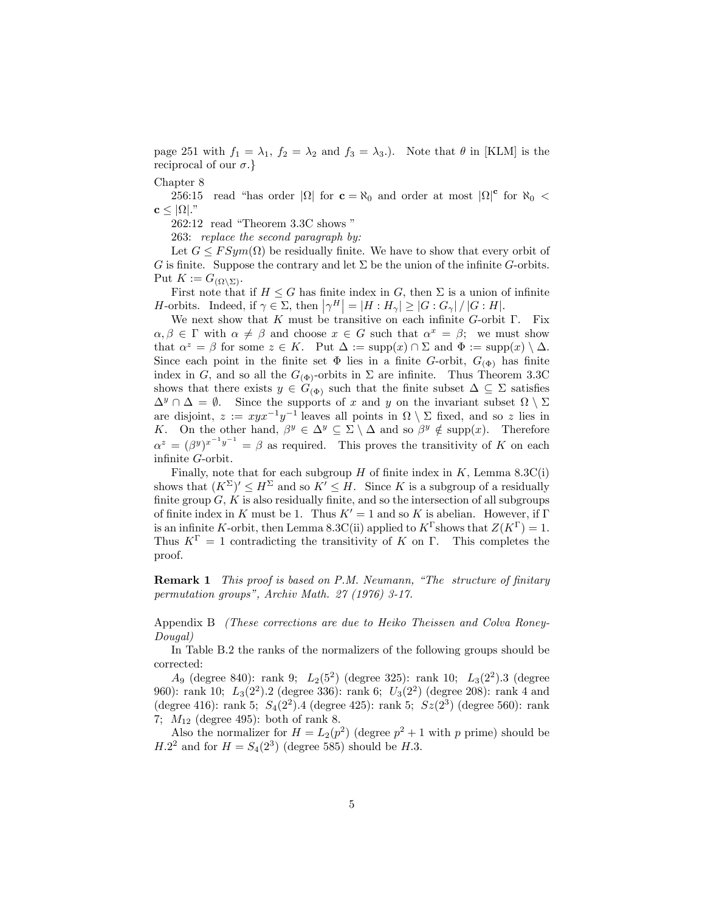page 251 with $f_1 = \lambda_1$, $f_2 = \lambda_2$ and $f_3 = \lambda_3$.). Note that $\theta$ in [KLM] is the reciprocal of our $\sigma$.}

Chapter 8

256:15 read "has order $|\Omega|$ for $\mathbf{c} = \aleph_0$ and order at most $|\Omega|^{\mathbf{c}}$ for $\aleph_0 < \mathbf{c} \leq |\Omega|$."

262:12 read "Theorem 3.3C shows "

263: *replace the second paragraph by:*

Let $G \leq FSym(\Omega)$ be residually finite. We have to show that every orbit of $G$ is finite. Suppose the contrary and let $\Sigma$ be the union of the infinite $G$-orbits. Put $K := G_{(\Omega \setminus \Sigma)}$.

First note that if $H \leq G$ has finite index in $G$, then $\Sigma$ is a union of infinite $H$-orbits. Indeed, if $\gamma \in \Sigma$, then $\left|\gamma^H\right| = |H : H_\gamma| \geq |G : G_\gamma| / |G : H|$.

We next show that $K$ must be transitive on each infinite $G$-orbit $\Gamma$. Fix $\alpha, \beta \in \Gamma$ with $\alpha \neq \beta$ and choose $x \in G$ such that $\alpha^x = \beta$; we must show that $\alpha^z = \beta$ for some $z \in K$. Put $\Delta := \mathrm{supp}(x) \cap \Sigma$ and $\Phi := \mathrm{supp}(x) \setminus \Delta$. Since each point in the finite set $\Phi$ lies in a finite $G$-orbit, $G_{(\Phi)}$ has finite index in $G$, and so all the $G_{(\Phi)}$-orbits in $\Sigma$ are infinite. Thus Theorem 3.3C shows that there exists $y \in G_{(\Phi)}$ such that the finite subset $\Delta \subseteq \Sigma$ satisfies $\Delta^y \cap \Delta = \emptyset$. Since the supports of $x$ and $y$ on the invariant subset $\Omega \setminus \Sigma$ are disjoint, $z := xyx^{-1}y^{-1}$ leaves all points in $\Omega \setminus \Sigma$ fixed, and so $z$ lies in $K$. On the other hand, $\beta^y \in \Delta^y \subseteq \Sigma \setminus \Delta$ and so $\beta^y \notin \mathrm{supp}(x)$. Therefore $\alpha^z = (\beta^y)^{x^{-1}y^{-1}} = \beta$ as required. This proves the transitivity of $K$ on each infinite $G$-orbit.

Finally, note that for each subgroup $H$ of finite index in $K$, Lemma 8.3C(i) shows that $(K^\Sigma)' \leq H^\Sigma$ and so $K' \leq H$. Since $K$ is a subgroup of a residually finite group $G$, $K$ is also residually finite, and so the intersection of all subgroups of finite index in $K$ must be 1. Thus $K' = 1$ and so $K$ is abelian. However, if $\Gamma$ is an infinite $K$-orbit, then Lemma 8.3C(ii) applied to $K^\Gamma$shows that $Z(K^\Gamma) = 1$. Thus $K^\Gamma = 1$ contradicting the transitivity of $K$ on $\Gamma$. This completes the proof.

**Remark 1** *This proof is based on P.M. Neumann, "The structure of finitary permutation groups", Archiv Math. 27 (1976) 3-17.*

Appendix B *(These corrections are due to Heiko Theissen and Colva Roney-Dougal)*

In Table B.2 the ranks of the normalizers of the following groups should be corrected:

$A_9$ (degree 840): rank 9; $L_2(5^2)$ (degree 325): rank 10; $L_3(2^2).3$ (degree 960): rank 10; $L_3(2^2).2$ (degree 336): rank 6; $U_3(2^2)$ (degree 208): rank 4 and (degree 416): rank 5; $S_4(2^2).4$ (degree 425): rank 5; $Sz(2^3)$ (degree 560): rank 7; $M_{12}$ (degree 495): both of rank 8.

Also the normalizer for $H = L_2(p^2)$ (degree $p^2 + 1$ with $p$ prime) should be $H.2^2$ and for $H = S_4(2^3)$ (degree 585) should be $H.3$.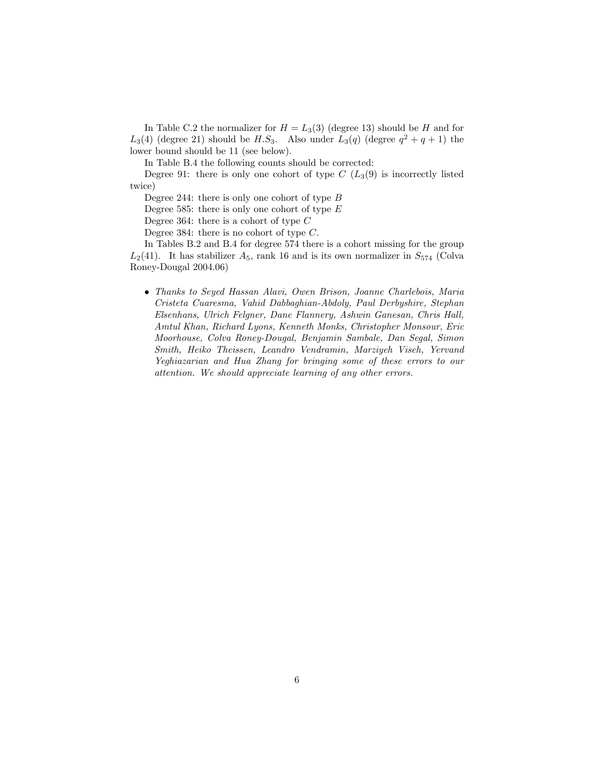In Table C.2 the normalizer for $H = L_3(3)$ (degree 13) should be $H$ and for $L_3(4)$ (degree 21) should be $H.S_3$. Also under $L_3(q)$ (degree $q^2 + q + 1$) the lower bound should be 11 (see below).

In Table B.4 the following counts should be corrected:

Degree 91: there is only one cohort of type $C$ ($L_3(9)$ is incorrectly listed twice)

Degree 244: there is only one cohort of type $B$

Degree 585: there is only one cohort of type $E$

Degree 364: there is a cohort of type $C$

Degree 384: there is no cohort of type $C$.

In Tables B.2 and B.4 for degree 574 there is a cohort missing for the group $L_2(41)$. It has stabilizer $A_5$, rank 16 and is its own normalizer in $S_{574}$ (Colva Roney-Dougal 2004.06)

- *Thanks to Seyed Hassan Alavi, Owen Brison, Joanne Charlebois, Maria Cristeta Cuaresma, Vahid Dabbaghian-Abdoly, Paul Derbyshire, Stephan Elsenhans, Ulrich Felgner, Dane Flannery, Ashwin Ganesan, Chris Hall, Amtul Khan, Richard Lyons, Kenneth Monks, Christopher Monsour, Eric Moorhouse, Colva Roney-Dougal, Benjamin Sambale, Dan Segal, Simon Smith, Heiko Theissen, Leandro Vendramin, Marziyeh Viseh, Yervand Yeghiazarian and Hua Zhang for bringing some of these errors to our attention. We should appreciate learning of any other errors.*